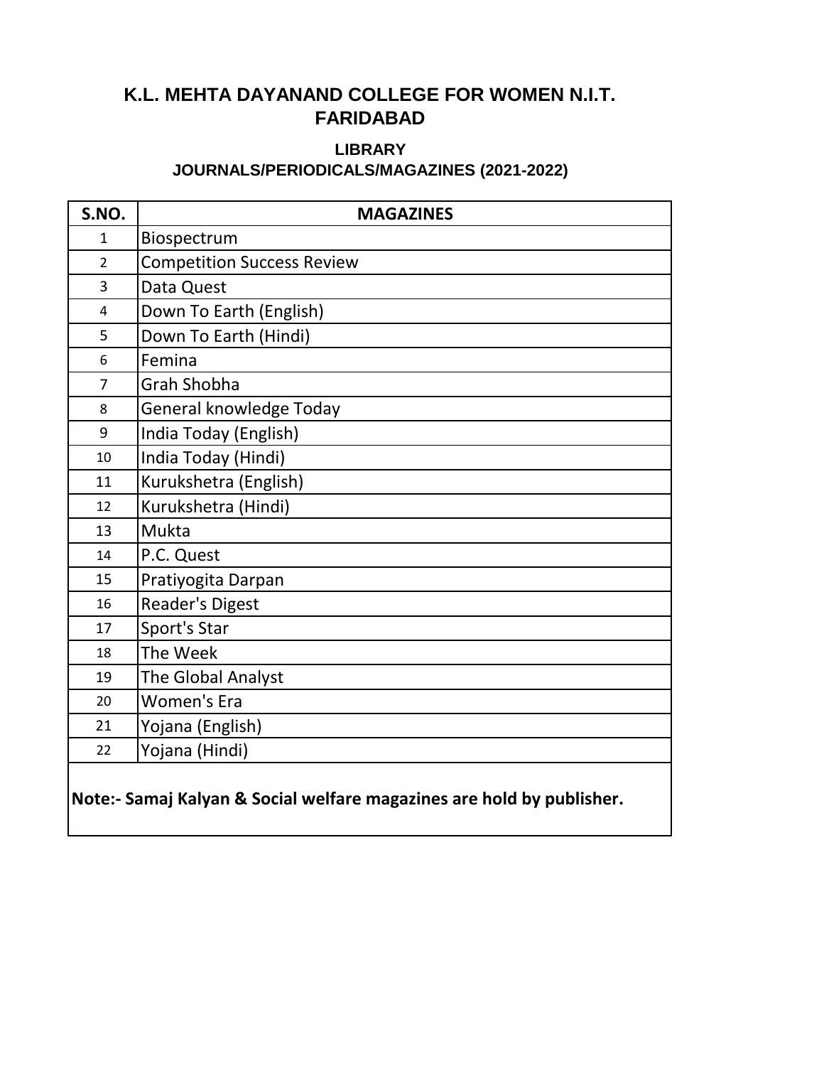# K.L. MEHTA DAYANAND COLLEGE FOR WOMEN N.I.T. FARIDABAD

## LIBRARY

### JOURNALS/PERIODICALS/MAGAZINES (2021-2022)

| S.NO. | MAGAZINES |
|---|---|
| 1 | Biospectrum |
| 2 | Competition Success Review |
| 3 | Data Quest |
| 4 | Down To Earth (English) |
| 5 | Down To Earth (Hindi) |
| 6 | Femina |
| 7 | Grah Shobha |
| 8 | General knowledge Today |
| 9 | India Today (English) |
| 10 | India Today (Hindi) |
| 11 | Kurukshetra (English) |
| 12 | Kurukshetra (Hindi) |
| 13 | Mukta |
| 14 | P.C. Quest |
| 15 | Pratiyogita Darpan |
| 16 | Reader's Digest |
| 17 | Sport's Star |
| 18 | The Week |
| 19 | The Global Analyst |
| 20 | Women's Era |
| 21 | Yojana (English) |
| 22 | Yojana (Hindi) |

**Note:- Samaj Kalyan & Social welfare magazines are hold by publisher.**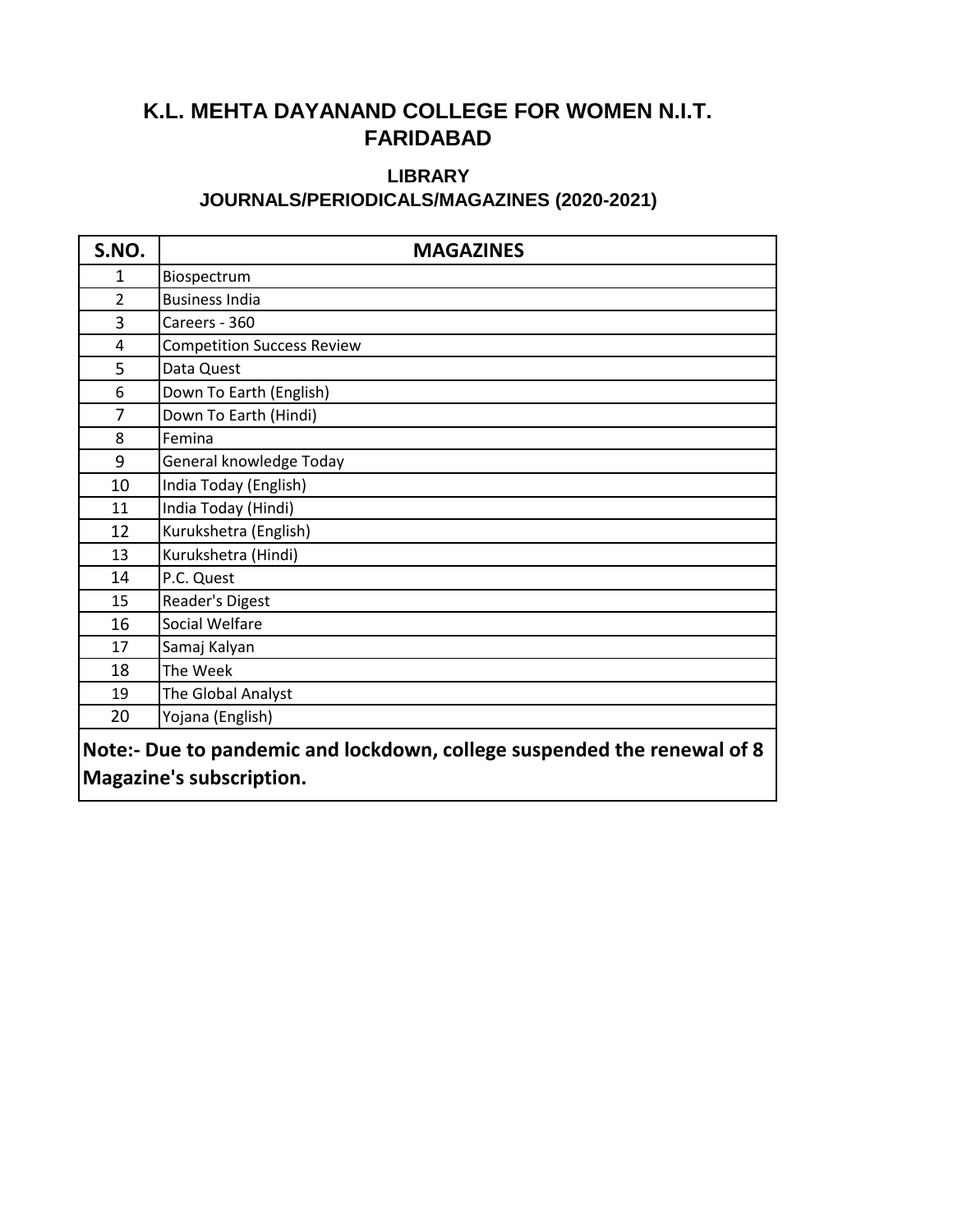# K.L. MEHTA DAYANAND COLLEGE FOR WOMEN N.I.T. FARIDABAD

## LIBRARY

## JOURNALS/PERIODICALS/MAGAZINES (2020-2021)

| S.NO. | MAGAZINES |
|---|---|
| 1 | Biospectrum |
| 2 | Business India |
| 3 | Careers - 360 |
| 4 | Competition Success Review |
| 5 | Data Quest |
| 6 | Down To Earth (English) |
| 7 | Down To Earth (Hindi) |
| 8 | Femina |
| 9 | General knowledge Today |
| 10 | India Today (English) |
| 11 | India Today (Hindi) |
| 12 | Kurukshetra (English) |
| 13 | Kurukshetra (Hindi) |
| 14 | P.C. Quest |
| 15 | Reader's Digest |
| 16 | Social Welfare |
| 17 | Samaj Kalyan |
| 18 | The Week |
| 19 | The Global Analyst |
| 20 | Yojana (English) |

**Note:- Due to pandemic and lockdown, college suspended the renewal of 8 Magazine's subscription.**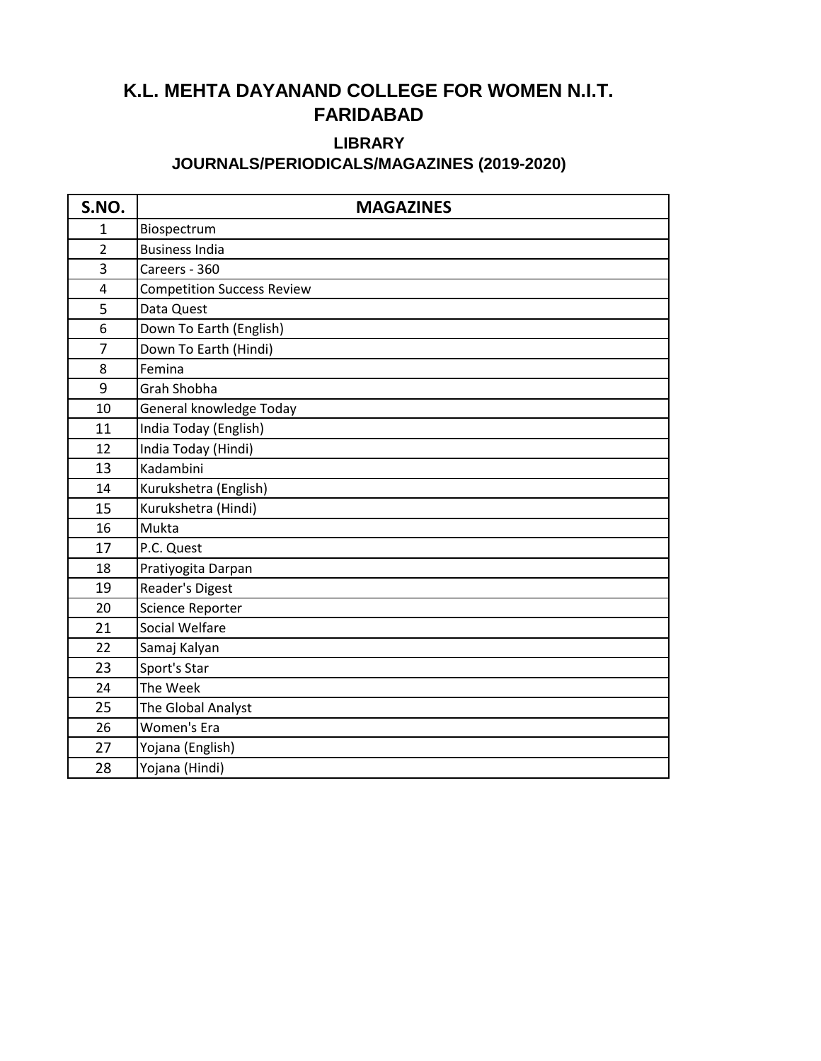# K.L. MEHTA DAYANAND COLLEGE FOR WOMEN N.I.T. FARIDABAD

## LIBRARY

## JOURNALS/PERIODICALS/MAGAZINES (2019-2020)

| S.NO. | MAGAZINES |
|---|---|
| 1 | Biospectrum |
| 2 | Business India |
| 3 | Careers - 360 |
| 4 | Competition Success Review |
| 5 | Data Quest |
| 6 | Down To Earth (English) |
| 7 | Down To Earth (Hindi) |
| 8 | Femina |
| 9 | Grah Shobha |
| 10 | General knowledge Today |
| 11 | India Today (English) |
| 12 | India Today (Hindi) |
| 13 | Kadambini |
| 14 | Kurukshetra (English) |
| 15 | Kurukshetra (Hindi) |
| 16 | Mukta |
| 17 | P.C. Quest |
| 18 | Pratiyogita Darpan |
| 19 | Reader's Digest |
| 20 | Science Reporter |
| 21 | Social Welfare |
| 22 | Samaj Kalyan |
| 23 | Sport's Star |
| 24 | The Week |
| 25 | The Global Analyst |
| 26 | Women's Era |
| 27 | Yojana (English) |
| 28 | Yojana (Hindi) |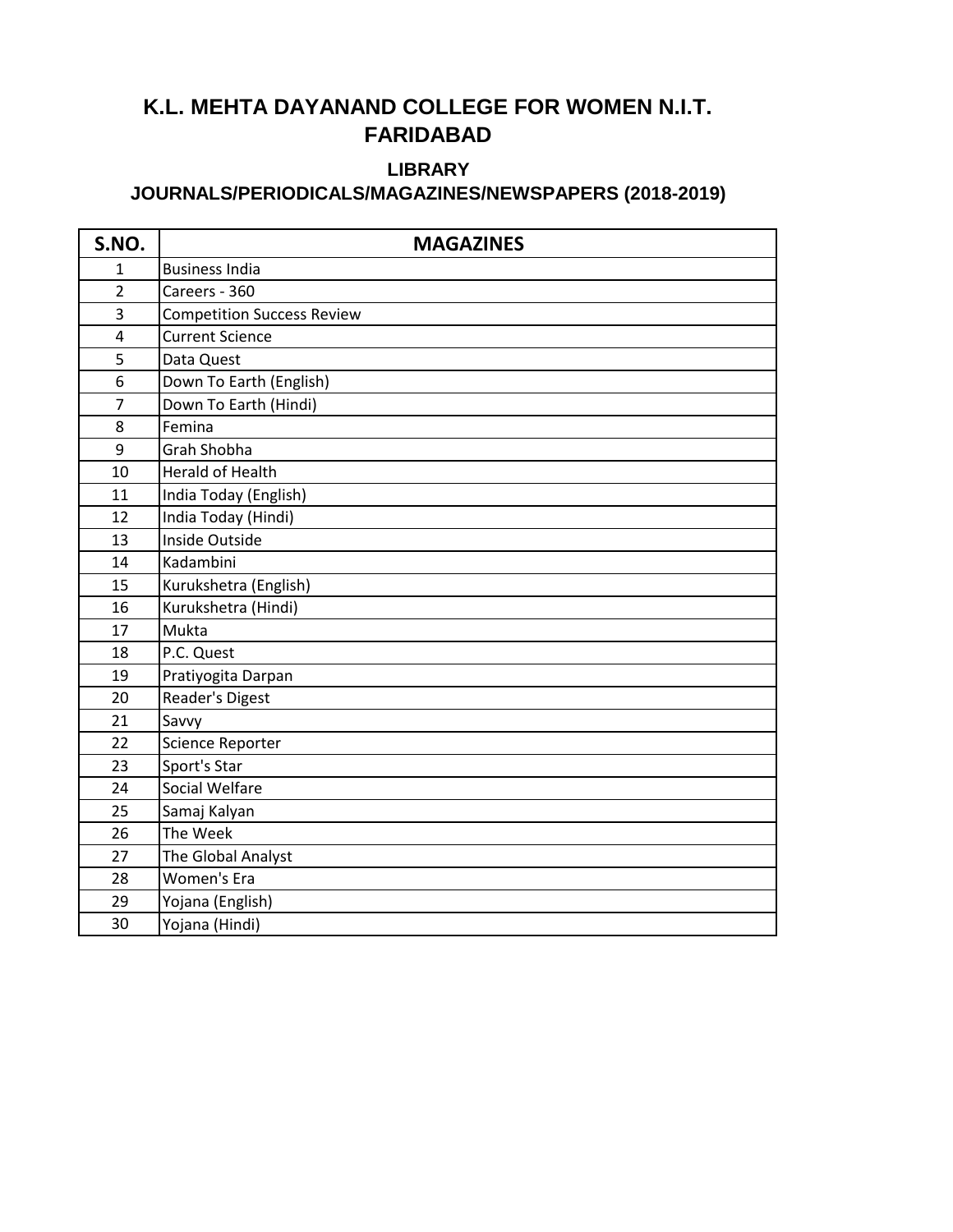# K.L. MEHTA DAYANAND COLLEGE FOR WOMEN N.I.T. FARIDABAD

## LIBRARY

## JOURNALS/PERIODICALS/MAGAZINES/NEWSPAPERS (2018-2019)

| S.NO. | MAGAZINES |
|---|---|
| 1 | Business India |
| 2 | Careers - 360 |
| 3 | Competition Success Review |
| 4 | Current Science |
| 5 | Data Quest |
| 6 | Down To Earth (English) |
| 7 | Down To Earth (Hindi) |
| 8 | Femina |
| 9 | Grah Shobha |
| 10 | Herald of Health |
| 11 | India Today (English) |
| 12 | India Today (Hindi) |
| 13 | Inside Outside |
| 14 | Kadambini |
| 15 | Kurukshetra (English) |
| 16 | Kurukshetra (Hindi) |
| 17 | Mukta |
| 18 | P.C. Quest |
| 19 | Pratiyogita Darpan |
| 20 | Reader's Digest |
| 21 | Savvy |
| 22 | Science Reporter |
| 23 | Sport's Star |
| 24 | Social Welfare |
| 25 | Samaj Kalyan |
| 26 | The Week |
| 27 | The Global Analyst |
| 28 | Women's Era |
| 29 | Yojana (English) |
| 30 | Yojana (Hindi) |